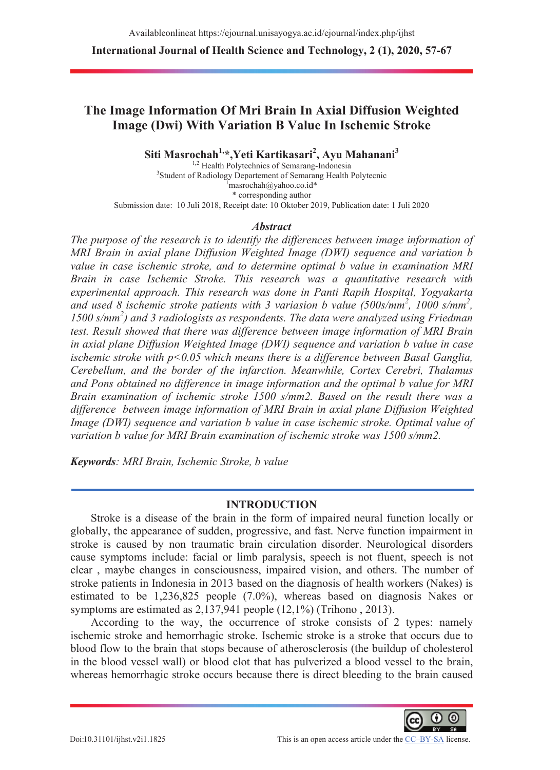# The Image Information Of Mri Brain In Axial Diffusion Weighted Image (Dwi) With Variation B Value In Ischemic Stroke

**Siti Masrochah[1,*], Yeti Kartikasari[2], Ayu Mahanani[3]**

[1,2] Health Polytechnics of Semarang-Indonesia
[3]Student of Radiology Departement of Semarang Health Polytecnic
[1]masrochah@yahoo.co.id*
* corresponding author

Submission date: 10 Juli 2018, Receipt date: 10 Oktober 2019, Publication date: 1 Juli 2020

### *Abstract*

*The purpose of the research is to identify the differences between image information of MRI Brain in axial plane Diffusion Weighted Image (DWI) sequence and variation b value in case ischemic stroke, and to determine optimal b value in examination MRI Brain in case Ischemic Stroke. This research was a quantitative research with experimental approach. This research was done in Panti Rapih Hospital, Yogyakarta and used 8 ischemic stroke patients with 3 variasion b value (500s/mm$^2$, 1000 s/mm$^2$, 1500 s/mm$^2$) and 3 radiologists as respondents. The data were analyzed using Friedman test. Result showed that there was difference between image information of MRI Brain in axial plane Diffusion Weighted Image (DWI) sequence and variation b value in case ischemic stroke with $p<0.05$ which means there is a difference between Basal Ganglia, Cerebellum, and the border of the infarction. Meanwhile, Cortex Cerebri, Thalamus and Pons obtained no difference in image information and the optimal b value for MRI Brain examination of ischemic stroke 1500 s/mm2. Based on the result there was a difference between image information of MRI Brain in axial plane Diffusion Weighted Image (DWI) sequence and variation b value in case ischemic stroke. Optimal value of variation b value for MRI Brain examination of ischemic stroke was 1500 s/mm2.*

***Keywords**: MRI Brain, Ischemic Stroke, b value*

## INTRODUCTION

Stroke is a disease of the brain in the form of impaired neural function locally or globally, the appearance of sudden, progressive, and fast. Nerve function impairment in stroke is caused by non traumatic brain circulation disorder. Neurological disorders cause symptoms include: facial or limb paralysis, speech is not fluent, speech is not clear , maybe changes in consciousness, impaired vision, and others. The number of stroke patients in Indonesia in 2013 based on the diagnosis of health workers (Nakes) is estimated to be 1,236,825 people (7.0%), whereas based on diagnosis Nakes or symptoms are estimated as 2,137,941 people (12,1%) (Trihono , 2013).

According to the way, the occurrence of stroke consists of 2 types: namely ischemic stroke and hemorrhagic stroke. Ischemic stroke is a stroke that occurs due to blood flow to the brain that stops because of atherosclerosis (the buildup of cholesterol in the blood vessel wall) or blood clot that has pulverized a blood vessel to the brain, whereas hemorrhagic stroke occurs because there is direct bleeding to the brain caused

Doi:10.31101/ijhst.v2i1.1825

This is an open access article under the CC–BY-SA license.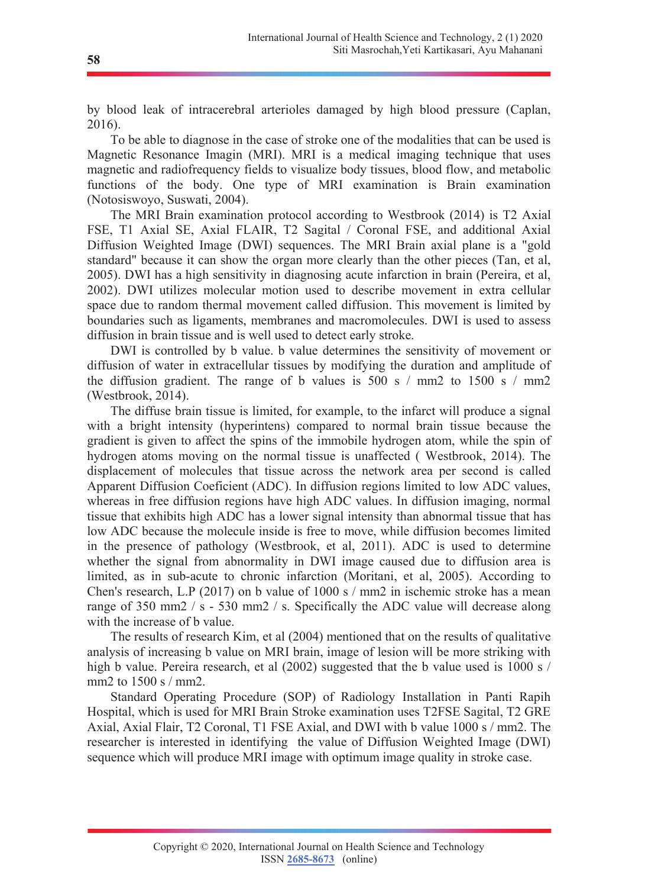by blood leak of intracerebral arterioles damaged by high blood pressure (Caplan, 2016).

To be able to diagnose in the case of stroke one of the modalities that can be used is Magnetic Resonance Imagin (MRI). MRI is a medical imaging technique that uses magnetic and radiofrequency fields to visualize body tissues, blood flow, and metabolic functions of the body. One type of MRI examination is Brain examination (Notosiswoyo, Suswati, 2004).

The MRI Brain examination protocol according to Westbrook (2014) is T2 Axial FSE, T1 Axial SE, Axial FLAIR, T2 Sagital / Coronal FSE, and additional Axial Diffusion Weighted Image (DWI) sequences. The MRI Brain axial plane is a "gold standard" because it can show the organ more clearly than the other pieces (Tan, et al, 2005). DWI has a high sensitivity in diagnosing acute infarction in brain (Pereira, et al, 2002). DWI utilizes molecular motion used to describe movement in extra cellular space due to random thermal movement called diffusion. This movement is limited by boundaries such as ligaments, membranes and macromolecules. DWI is used to assess diffusion in brain tissue and is well used to detect early stroke.

DWI is controlled by b value. b value determines the sensitivity of movement or diffusion of water in extracellular tissues by modifying the duration and amplitude of the diffusion gradient. The range of b values is 500 s / mm2 to 1500 s / mm2 (Westbrook, 2014).

The diffuse brain tissue is limited, for example, to the infarct will produce a signal with a bright intensity (hyperintens) compared to normal brain tissue because the gradient is given to affect the spins of the immobile hydrogen atom, while the spin of hydrogen atoms moving on the normal tissue is unaffected ( Westbrook, 2014). The displacement of molecules that tissue across the network area per second is called Apparent Diffusion Coeficient (ADC). In diffusion regions limited to low ADC values, whereas in free diffusion regions have high ADC values. In diffusion imaging, normal tissue that exhibits high ADC has a lower signal intensity than abnormal tissue that has low ADC because the molecule inside is free to move, while diffusion becomes limited in the presence of pathology (Westbrook, et al, 2011). ADC is used to determine whether the signal from abnormality in DWI image caused due to diffusion area is limited, as in sub-acute to chronic infarction (Moritani, et al, 2005). According to Chen's research, L.P (2017) on b value of 1000 s / mm2 in ischemic stroke has a mean range of 350 mm2 / s - 530 mm2 / s. Specifically the ADC value will decrease along with the increase of b value.

The results of research Kim, et al (2004) mentioned that on the results of qualitative analysis of increasing b value on MRI brain, image of lesion will be more striking with high b value. Pereira research, et al (2002) suggested that the b value used is 1000 s / mm2 to 1500 s / mm2.

Standard Operating Procedure (SOP) of Radiology Installation in Panti Rapih Hospital, which is used for MRI Brain Stroke examination uses T2FSE Sagital, T2 GRE Axial, Axial Flair, T2 Coronal, T1 FSE Axial, and DWI with b value 1000 s / mm2. The researcher is interested in identifying the value of Diffusion Weighted Image (DWI) sequence which will produce MRI image with optimum image quality in stroke case.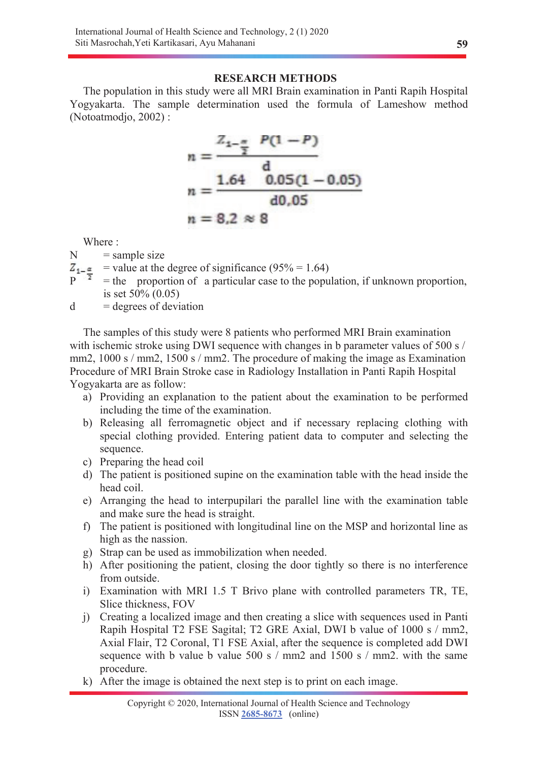## RESEARCH METHODS

The population in this study were all MRI Brain examination in Panti Rapih Hospital Yogyakarta. The sample determination used the formula of Lameshow method (Notoatmodjo, 2002) :

$$n = \frac{Z_{1-\frac{\alpha}{2}} \quad P(1-P)}{d}$$

$$n = \frac{1.64 \quad 0.05(1-0.05)}{d0{,}05}$$

$$n = 8{,}2 \approx 8$$

Where :

N = sample size

$Z_{1-\frac{\alpha}{2}}$ = value at the degree of significance (95% = 1.64)

P = the proportion of a particular case to the population, if unknown proportion, is set 50% (0.05)

d = degrees of deviation

The samples of this study were 8 patients who performed MRI Brain examination with ischemic stroke using DWI sequence with changes in b parameter values of 500 s / mm2, 1000 s / mm2, 1500 s / mm2. The procedure of making the image as Examination Procedure of MRI Brain Stroke case in Radiology Installation in Panti Rapih Hospital Yogyakarta are as follow:

a) Providing an explanation to the patient about the examination to be performed including the time of the examination.
b) Releasing all ferromagnetic object and if necessary replacing clothing with special clothing provided. Entering patient data to computer and selecting the sequence.
c) Preparing the head coil
d) The patient is positioned supine on the examination table with the head inside the head coil.
e) Arranging the head to interpupilari the parallel line with the examination table and make sure the head is straight.
f) The patient is positioned with longitudinal line on the MSP and horizontal line as high as the nassion.
g) Strap can be used as immobilization when needed.
h) After positioning the patient, closing the door tightly so there is no interference from outside.
i) Examination with MRI 1.5 T Brivo plane with controlled parameters TR, TE, Slice thickness, FOV
j) Creating a localized image and then creating a slice with sequences used in Panti Rapih Hospital T2 FSE Sagital; T2 GRE Axial, DWI b value of 1000 s / mm2, Axial Flair, T2 Coronal, T1 FSE Axial, after the sequence is completed add DWI sequence with b value b value 500 s / mm2 and 1500 s / mm2. with the same procedure.
k) After the image is obtained the next step is to print on each image.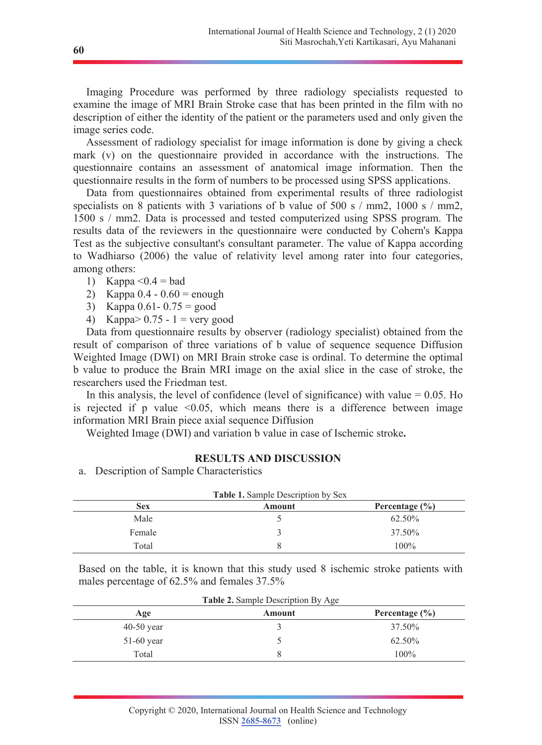Imaging Procedure was performed by three radiology specialists requested to examine the image of MRI Brain Stroke case that has been printed in the film with no description of either the identity of the patient or the parameters used and only given the image series code.

Assessment of radiology specialist for image information is done by giving a check mark (v) on the questionnaire provided in accordance with the instructions. The questionnaire contains an assessment of anatomical image information. Then the questionnaire results in the form of numbers to be processed using SPSS applications.

Data from questionnaires obtained from experimental results of three radiologist specialists on 8 patients with 3 variations of b value of 500 s / mm2, 1000 s / mm2, 1500 s / mm2. Data is processed and tested computerized using SPSS program. The results data of the reviewers in the questionnaire were conducted by Cohern's Kappa Test as the subjective consultant's consultant parameter. The value of Kappa according to Wadhiarso (2006) the value of relativity level among rater into four categories, among others:

1) Kappa <0.4 = bad
2) Kappa 0.4 - 0.60 = enough
3) Kappa 0.61- 0.75 = good
4) Kappa> 0.75 - 1 = very good

Data from questionnaire results by observer (radiology specialist) obtained from the result of comparison of three variations of b value of sequence sequence Diffusion Weighted Image (DWI) on MRI Brain stroke case is ordinal. To determine the optimal b value to produce the Brain MRI image on the axial slice in the case of stroke, the researchers used the Friedman test.

In this analysis, the level of confidence (level of significance) with value = 0.05. Ho is rejected if p value <0.05, which means there is a difference between image information MRI Brain piece axial sequence Diffusion

Weighted Image (DWI) and variation b value in case of Ischemic stroke**.**

## RESULTS AND DISCUSSION

a. Description of Sample Characteristics

**Table 1.** Sample Description by Sex

| Sex | Amount | Percentage (%) |
|---|---|---|
| Male | 5 | 62.50% |
| Female | 3 | 37.50% |
| Total | 8 | 100% |

Based on the table, it is known that this study used 8 ischemic stroke patients with males percentage of 62.5% and females 37.5%

**Table 2.** Sample Description By Age

| Age | Amount | Percentage (%) |
|---|---|---|
| 40-50 year | 3 | 37.50% |
| 51-60 year | 5 | 62.50% |
| Total | 8 | 100% |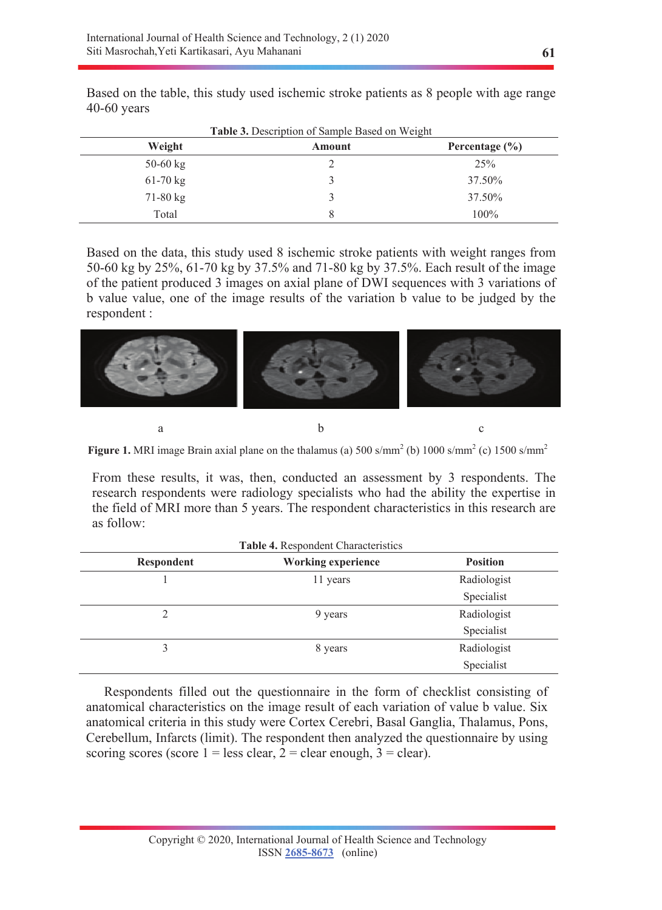Based on the table, this study used ischemic stroke patients as 8 people with age range 40-60 years

**Table 3.** Description of Sample Based on Weight

| Weight | Amount | Percentage (%) |
|---|---|---|
| 50-60 kg | 2 | 25% |
| 61-70 kg | 3 | 37.50% |
| 71-80 kg | 3 | 37.50% |
| Total | 8 | 100% |

Based on the data, this study used 8 ischemic stroke patients with weight ranges from 50-60 kg by 25%, 61-70 kg by 37.5% and 71-80 kg by 37.5%. Each result of the image of the patient produced 3 images on axial plane of DWI sequences with 3 variations of b value value, one of the image results of the variation b value to be judged by the respondent :

a b c

**Figure 1.** MRI image Brain axial plane on the thalamus (a) 500 s/mm$^2$ (b) 1000 s/mm$^2$ (c) 1500 s/mm$^2$

From these results, it was, then, conducted an assessment by 3 respondents. The research respondents were radiology specialists who had the ability the expertise in the field of MRI more than 5 years. The respondent characteristics in this research are as follow:

**Table 4.** Respondent Characteristics

| Respondent | Working experience | Position |
|---|---|---|
| 1 | 11 years | Radiologist Specialist |
| 2 | 9 years | Radiologist Specialist |
| 3 | 8 years | Radiologist Specialist |

Respondents filled out the questionnaire in the form of checklist consisting of anatomical characteristics on the image result of each variation of value b value. Six anatomical criteria in this study were Cortex Cerebri, Basal Ganglia, Thalamus, Pons, Cerebellum, Infarcts (limit). The respondent then analyzed the questionnaire by using scoring scores (score 1 = less clear, 2 = clear enough, 3 = clear).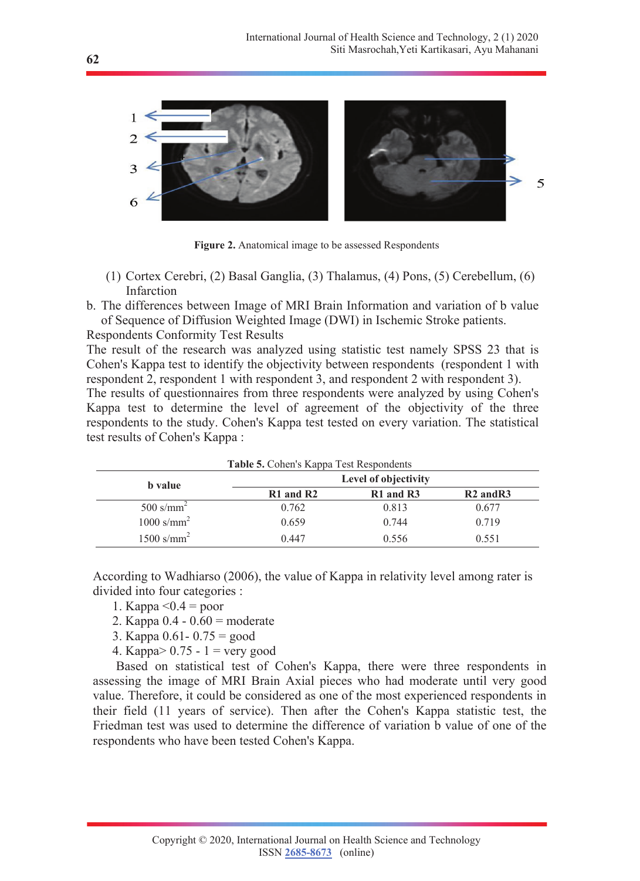**Figure 2.** Anatomical image to be assessed Respondents

(1) Cortex Cerebri, (2) Basal Ganglia, (3) Thalamus, (4) Pons, (5) Cerebellum, (6) Infarction

b. The differences between Image of MRI Brain Information and variation of b value of Sequence of Diffusion Weighted Image (DWI) in Ischemic Stroke patients.

Respondents Conformity Test Results

The result of the research was analyzed using statistic test namely SPSS 23 that is Cohen's Kappa test to identify the objectivity between respondents (respondent 1 with respondent 2, respondent 1 with respondent 3, and respondent 2 with respondent 3).

The results of questionnaires from three respondents were analyzed by using Cohen's Kappa test to determine the level of agreement of the objectivity of the three respondents to the study. Cohen's Kappa test tested on every variation. The statistical test results of Cohen's Kappa :

**Table 5.** Cohen's Kappa Test Respondents

| **b value** | **Level of objectivity** | | |
|---|---|---|---|
| | **R1 and R2** | **R1 and R3** | **R2 andR3** |
| 500 $s/mm^2$ | 0.762 | 0.813 | 0.677 |
| 1000 $s/mm^2$ | 0.659 | 0.744 | 0.719 |
| 1500 $s/mm^2$ | 0.447 | 0.556 | 0.551 |

According to Wadhiarso (2006), the value of Kappa in relativity level among rater is divided into four categories :

1. Kappa <0.4 = poor
2. Kappa 0.4 - 0.60 = moderate
3. Kappa 0.61- 0.75 = good
4. Kappa> 0.75 - 1 = very good

Based on statistical test of Cohen's Kappa, there were three respondents in assessing the image of MRI Brain Axial pieces who had moderate until very good value. Therefore, it could be considered as one of the most experienced respondents in their field (11 years of service). Then after the Cohen's Kappa statistic test, the Friedman test was used to determine the difference of variation b value of one of the respondents who have been tested Cohen's Kappa.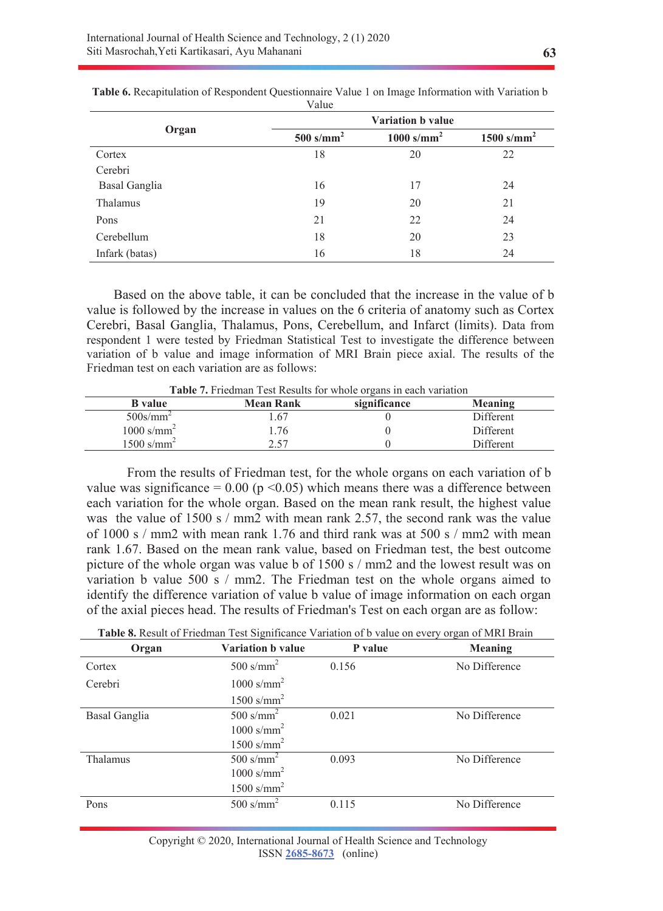**Table 6.** Recapitulation of Respondent Questionnaire Value 1 on Image Information with Variation b Value

| Organ | Variation b value | | |
|---|---|---|---|
| | 500 s/mm$^2$ | 1000 s/mm$^2$ | 1500 s/mm$^2$ |
| Cortex Cerebri | 18 | 20 | 22 |
| Basal Ganglia | 16 | 17 | 24 |
| Thalamus | 19 | 20 | 21 |
| Pons | 21 | 22 | 24 |
| Cerebellum | 18 | 20 | 23 |
| Infark (batas) | 16 | 18 | 24 |

Based on the above table, it can be concluded that the increase in the value of b value is followed by the increase in values on the 6 criteria of anatomy such as Cortex Cerebri, Basal Ganglia, Thalamus, Pons, Cerebellum, and Infarct (limits). Data from respondent 1 were tested by Friedman Statistical Test to investigate the difference between variation of b value and image information of MRI Brain piece axial. The results of the Friedman test on each variation are as follows:

**Table 7.** Friedman Test Results for whole organs in each variation

| B value | Mean Rank | significance | Meaning |
|---|---|---|---|
| 500s/mm$^2$ | 1.67 | 0 | Different |
| 1000 s/mm$^2$ | 1.76 | 0 | Different |
| 1500 s/mm$^2$ | 2.57 | 0 | Different |

From the results of Friedman test, for the whole organs on each variation of b value was significance = 0.00 ($p < 0.05$) which means there was a difference between each variation for the whole organ. Based on the mean rank result, the highest value was the value of 1500 s / mm2 with mean rank 2.57, the second rank was the value of 1000 s / mm2 with mean rank 1.76 and third rank was at 500 s / mm2 with mean rank 1.67. Based on the mean rank value, based on Friedman test, the best outcome picture of the whole organ was value b of 1500 s / mm2 and the lowest result was on variation b value 500 s / mm2. The Friedman test on the whole organs aimed to identify the difference variation of value b value of image information on each organ of the axial pieces head. The results of Friedman's Test on each organ are as follow:

**Table 8.** Result of Friedman Test Significance Variation of b value on every organ of MRI Brain

| Organ | Variation b value | P value | Meaning |
|---|---|---|---|
| Cortex Cerebri | 500 s/mm$^2$<br>1000 s/mm$^2$<br>1500 s/mm$^2$ | 0.156 | No Difference |
| Basal Ganglia | 500 s/mm$^2$<br>1000 s/mm$^2$<br>1500 s/mm$^2$ | 0.021 | No Difference |
| Thalamus | 500 s/mm$^2$<br>1000 s/mm$^2$<br>1500 s/mm$^2$ | 0.093 | No Difference |
| Pons | 500 s/mm$^2$ | 0.115 | No Difference |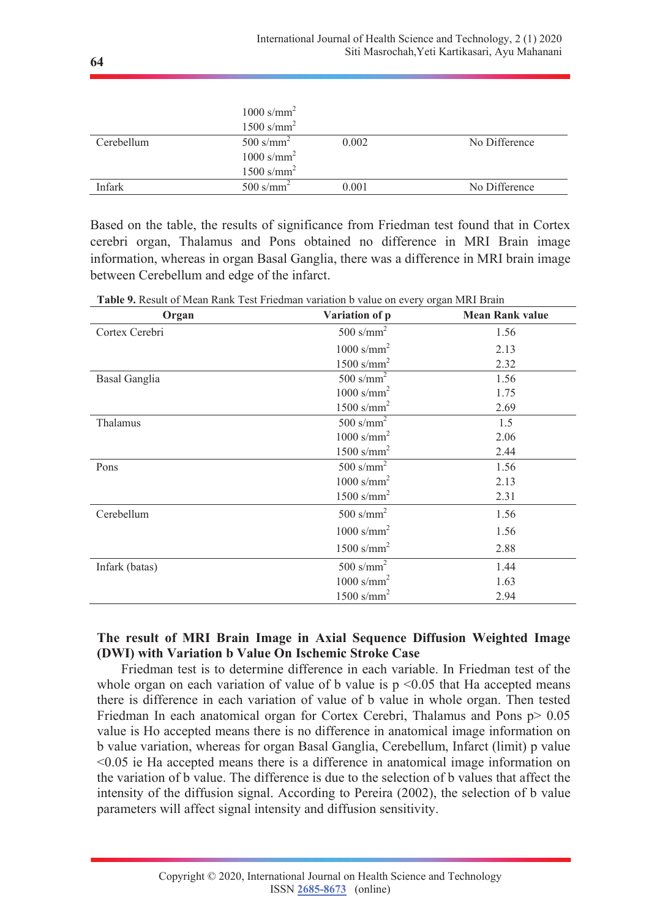| | | | |
|---|---|---|---|
| | 1000 s/mm$^2$ | | |
| | 1500 s/mm$^2$ | | |
| Cerebellum | 500 s/mm$^2$ | 0.002 | No Difference |
| | 1000 s/mm$^2$ | | |
| | 1500 s/mm$^2$ | | |
| Infark | 500 s/mm$^2$ | 0.001 | No Difference |

Based on the table, the results of significance from Friedman test found that in Cortex cerebri organ, Thalamus and Pons obtained no difference in MRI Brain image information, whereas in organ Basal Ganglia, there was a difference in MRI brain image between Cerebellum and edge of the infarct.

**Table 9.** Result of Mean Rank Test Friedman variation b value on every organ MRI Brain

| Organ | Variation of p | Mean Rank value |
|---|---|---|
| Cortex Cerebri | 500 s/mm$^2$ | 1.56 |
| | 1000 s/mm$^2$ | 2.13 |
| | 1500 s/mm$^2$ | 2.32 |
| Basal Ganglia | 500 s/mm$^2$ | 1.56 |
| | 1000 s/mm$^2$ | 1.75 |
| | 1500 s/mm$^2$ | 2.69 |
| Thalamus | 500 s/mm$^2$ | 1.5 |
| | 1000 s/mm$^2$ | 2.06 |
| | 1500 s/mm$^2$ | 2.44 |
| Pons | 500 s/mm$^2$ | 1.56 |
| | 1000 s/mm$^2$ | 2.13 |
| | 1500 s/mm$^2$ | 2.31 |
| Cerebellum | 500 s/mm$^2$ | 1.56 |
| | 1000 s/mm$^2$ | 1.56 |
| | 1500 s/mm$^2$ | 2.88 |
| Infark (batas) | 500 s/mm$^2$ | 1.44 |
| | 1000 s/mm$^2$ | 1.63 |
| | 1500 s/mm$^2$ | 2.94 |

**The result of MRI Brain Image in Axial Sequence Diffusion Weighted Image (DWI) with Variation b Value On Ischemic Stroke Case**

Friedman test is to determine difference in each variable. In Friedman test of the whole organ on each variation of value of b value is $p < 0.05$ that Ha accepted means there is difference in each variation of value of b value in whole organ. Then tested Friedman In each anatomical organ for Cortex Cerebri, Thalamus and Pons $p > 0.05$ value is Ho accepted means there is no difference in anatomical image information on b value variation, whereas for organ Basal Ganglia, Cerebellum, Infarct (limit) p value $< 0.05$ ie Ha accepted means there is a difference in anatomical image information on the variation of b value. The difference is due to the selection of b values that affect the intensity of the diffusion signal. According to Pereira (2002), the selection of b value parameters will affect signal intensity and diffusion sensitivity.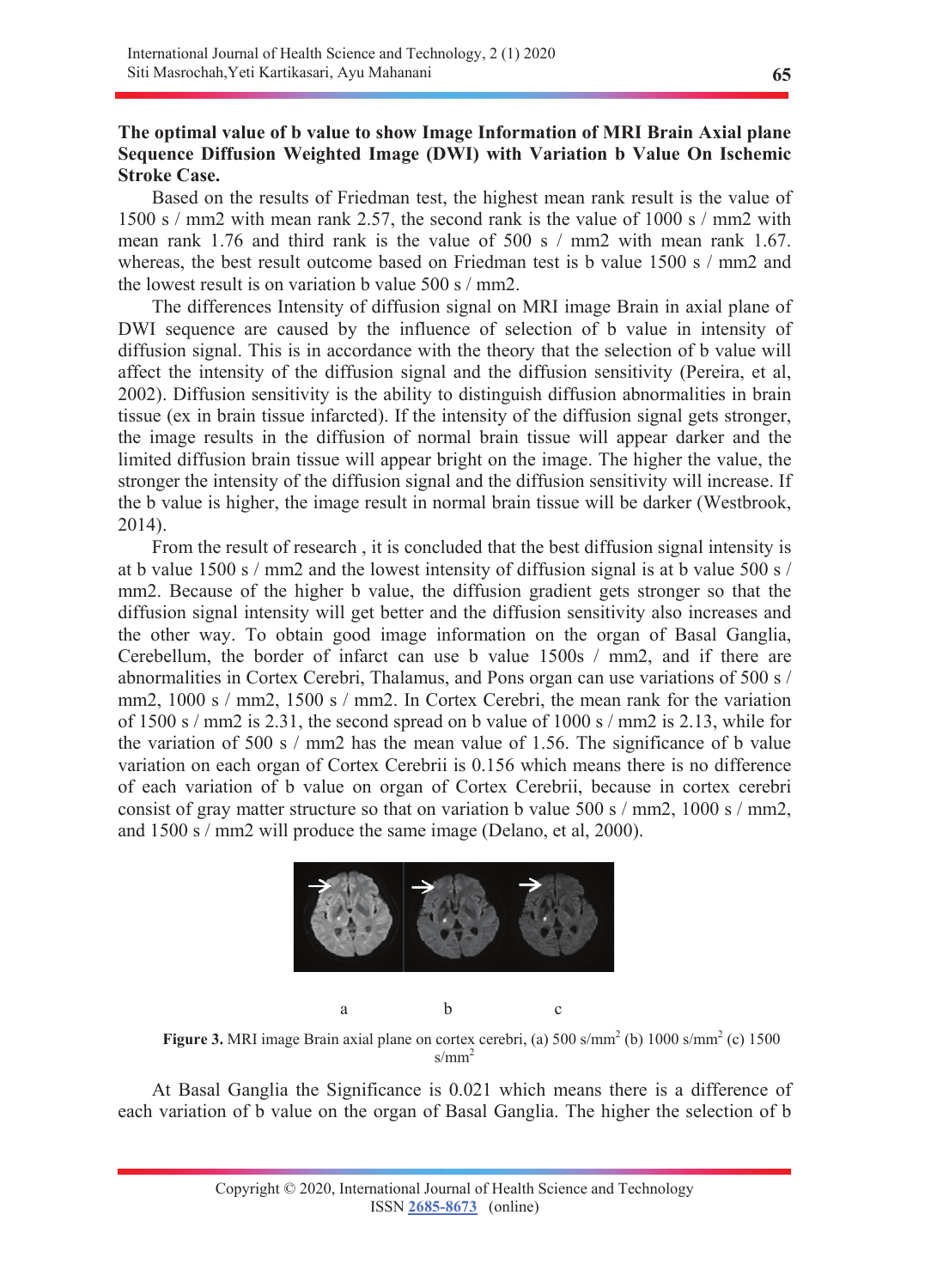**The optimal value of b value to show Image Information of MRI Brain Axial plane Sequence Diffusion Weighted Image (DWI) with Variation b Value On Ischemic Stroke Case.**

Based on the results of Friedman test, the highest mean rank result is the value of 1500 s / mm2 with mean rank 2.57, the second rank is the value of 1000 s / mm2 with mean rank 1.76 and third rank is the value of 500 s / mm2 with mean rank 1.67. whereas, the best result outcome based on Friedman test is b value 1500 s / mm2 and the lowest result is on variation b value 500 s / mm2.

The differences Intensity of diffusion signal on MRI image Brain in axial plane of DWI sequence are caused by the influence of selection of b value in intensity of diffusion signal. This is in accordance with the theory that the selection of b value will affect the intensity of the diffusion signal and the diffusion sensitivity (Pereira, et al, 2002). Diffusion sensitivity is the ability to distinguish diffusion abnormalities in brain tissue (ex in brain tissue infarcted). If the intensity of the diffusion signal gets stronger, the image results in the diffusion of normal brain tissue will appear darker and the limited diffusion brain tissue will appear bright on the image. The higher the value, the stronger the intensity of the diffusion signal and the diffusion sensitivity will increase. If the b value is higher, the image result in normal brain tissue will be darker (Westbrook, 2014).

From the result of research , it is concluded that the best diffusion signal intensity is at b value 1500 s / mm2 and the lowest intensity of diffusion signal is at b value 500 s / mm2. Because of the higher b value, the diffusion gradient gets stronger so that the diffusion signal intensity will get better and the diffusion sensitivity also increases and the other way. To obtain good image information on the organ of Basal Ganglia, Cerebellum, the border of infarct can use b value 1500s / mm2, and if there are abnormalities in Cortex Cerebri, Thalamus, and Pons organ can use variations of 500 s / mm2, 1000 s / mm2, 1500 s / mm2. In Cortex Cerebri, the mean rank for the variation of 1500 s / mm2 is 2.31, the second spread on b value of 1000 s / mm2 is 2.13, while for the variation of 500 s / mm2 has the mean value of 1.56. The significance of b value variation on each organ of Cortex Cerebrii is 0.156 which means there is no difference of each variation of b value on organ of Cortex Cerebrii, because in cortex cerebri consist of gray matter structure so that on variation b value 500 s / mm2, 1000 s / mm2, and 1500 s / mm2 will produce the same image (Delano, et al, 2000).

a b c

**Figure 3.** MRI image Brain axial plane on cortex cerebri, (a) 500 s/mm$^2$ (b) 1000 s/mm$^2$ (c) 1500 s/mm$^2$

At Basal Ganglia the Significance is 0.021 which means there is a difference of each variation of b value on the organ of Basal Ganglia. The higher the selection of b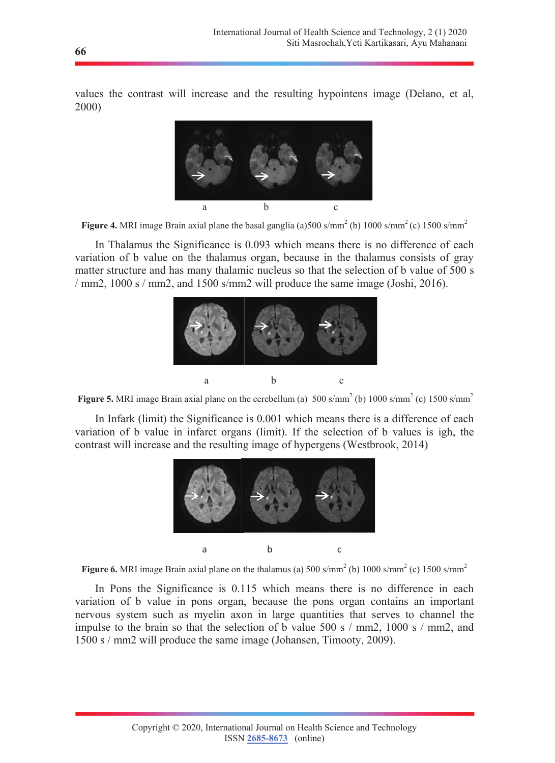values the contrast will increase and the resulting hypointens image (Delano, et al, 2000)

a b c

**Figure 4.** MRI image Brain axial plane the basal ganglia (a)500 s/mm$^2$ (b) 1000 s/mm$^2$ (c) 1500 s/mm$^2$

In Thalamus the Significance is 0.093 which means there is no difference of each variation of b value on the thalamus organ, because in the thalamus consists of gray matter structure and has many thalamic nucleus so that the selection of b value of 500 s / mm2, 1000 s / mm2, and 1500 s/mm2 will produce the same image (Joshi, 2016).

a b c

**Figure 5.** MRI image Brain axial plane on the cerebellum (a) 500 s/mm$^2$ (b) 1000 s/mm$^2$ (c) 1500 s/mm$^2$

In Infark (limit) the Significance is 0.001 which means there is a difference of each variation of b value in infarct organs (limit). If the selection of b values is igh, the contrast will increase and the resulting image of hypergens (Westbrook, 2014)

a b c

**Figure 6.** MRI image Brain axial plane on the thalamus (a) 500 s/mm$^2$ (b) 1000 s/mm$^2$ (c) 1500 s/mm$^2$

In Pons the Significance is 0.115 which means there is no difference in each variation of b value in pons organ, because the pons organ contains an important nervous system such as myelin axon in large quantities that serves to channel the impulse to the brain so that the selection of b value 500 s / mm2, 1000 s / mm2, and 1500 s / mm2 will produce the same image (Johansen, Timooty, 2009).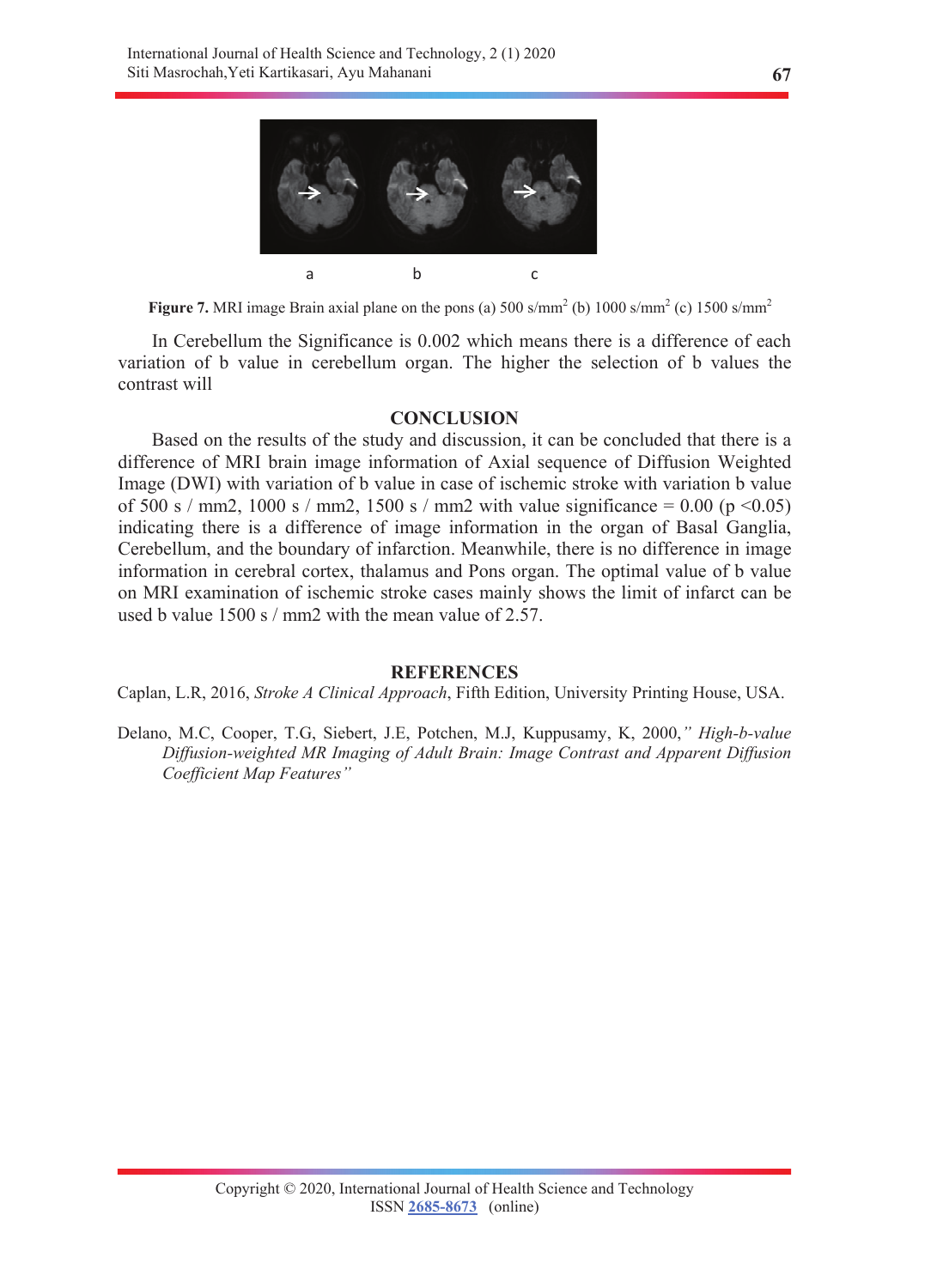a b c

**Figure 7.** MRI image Brain axial plane on the pons (a) 500 s/mm$^2$ (b) 1000 s/mm$^2$ (c) 1500 s/mm$^2$

In Cerebellum the Significance is 0.002 which means there is a difference of each variation of b value in cerebellum organ. The higher the selection of b values the contrast will

## CONCLUSION

Based on the results of the study and discussion, it can be concluded that there is a difference of MRI brain image information of Axial sequence of Diffusion Weighted Image (DWI) with variation of b value in case of ischemic stroke with variation b value of 500 s / mm2, 1000 s / mm2, 1500 s / mm2 with value significance = 0.00 ($p < 0.05$) indicating there is a difference of image information in the organ of Basal Ganglia, Cerebellum, and the boundary of infarction. Meanwhile, there is no difference in image information in cerebral cortex, thalamus and Pons organ. The optimal value of b value on MRI examination of ischemic stroke cases mainly shows the limit of infarct can be used b value 1500 s / mm2 with the mean value of 2.57.

## REFERENCES

Caplan, L.R, 2016, *Stroke A Clinical Approach*, Fifth Edition, University Printing House, USA.

Delano, M.C, Cooper, T.G, Siebert, J.E, Potchen, M.J, Kuppusamy, K, 2000,*" High-b-value Diffusion-weighted MR Imaging of Adult Brain: Image Contrast and Apparent Diffusion Coefficient Map Features"*